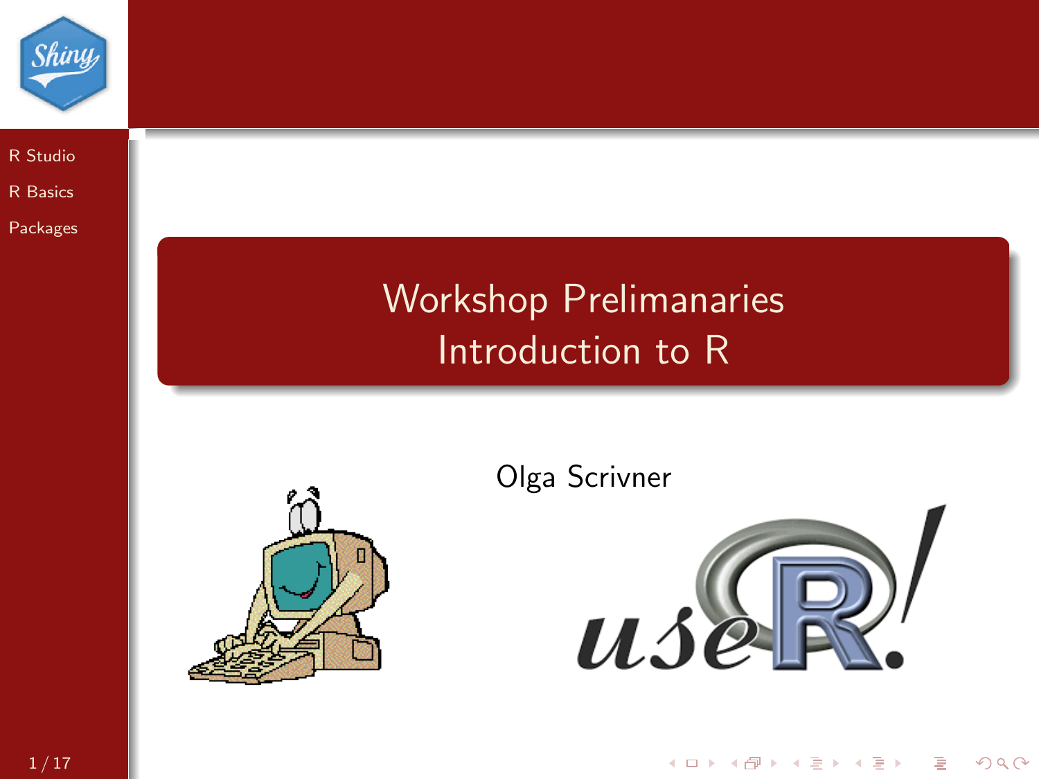# Workshop Prelimanaries
## Introduction to R

Olga Scrivner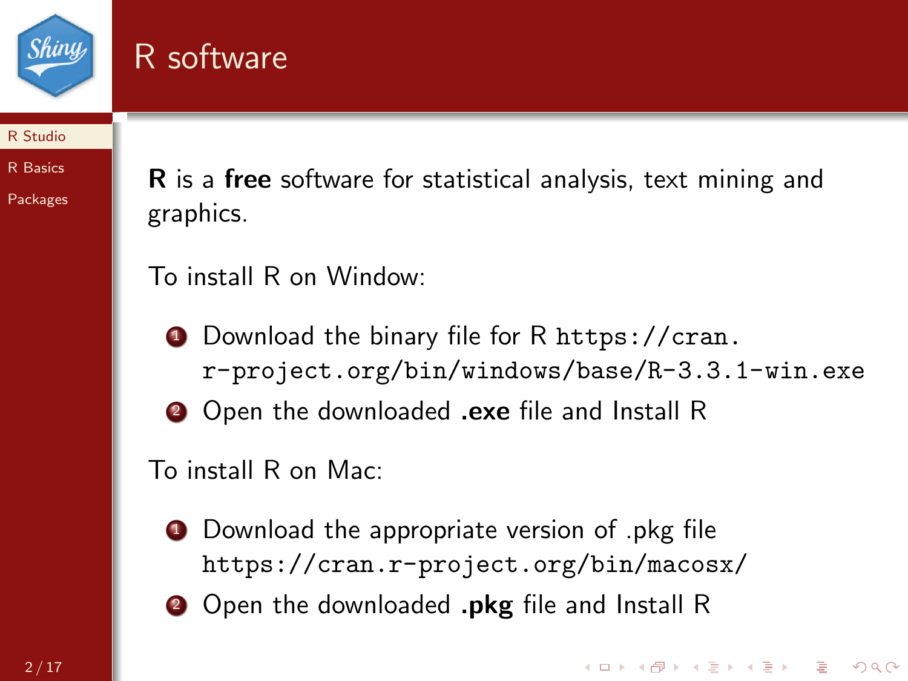# R software

**R** is a **free** software for statistical analysis, text mining and graphics.

To install R on Window:

1. Download the binary file for R `https://cran.r-project.org/bin/windows/base/R-3.3.1-win.exe`
2. Open the downloaded **.exe** file and Install R

To install R on Mac:

1. Download the appropriate version of .pkg file `https://cran.r-project.org/bin/macosx/`
2. Open the downloaded **.pkg** file and Install R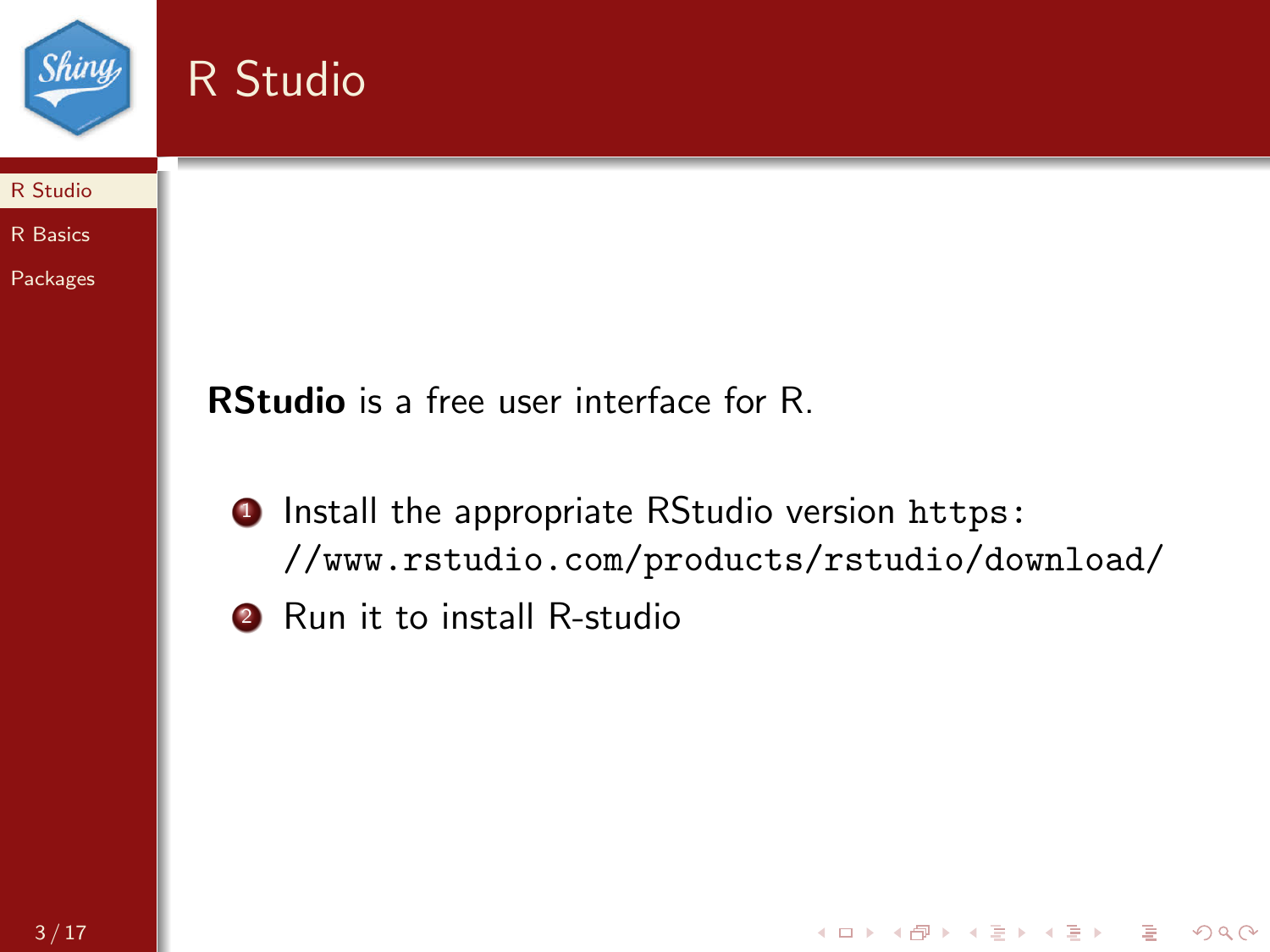# R Studio

**RStudio** is a free user interface for R.

1. Install the appropriate RStudio version `https://www.rstudio.com/products/rstudio/download/`
2. Run it to install R-studio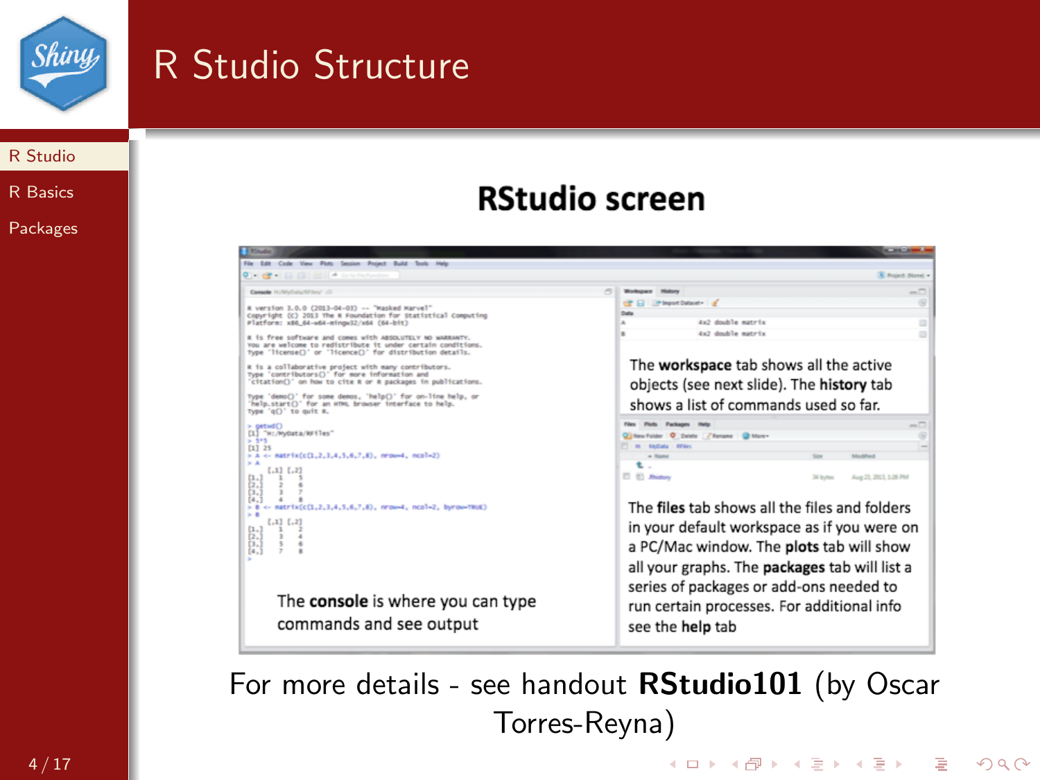# R Studio Structure

## RStudio screen

The **console** is where you can type commands and see output

The **workspace** tab shows all the active objects (see next slide). The **history** tab shows a list of commands used so far.

The **files** tab shows all the files and folders in your default workspace as if you were on a PC/Mac window. The **plots** tab will show all your graphs. The **packages** tab will list a series of packages or add-ons needed to run certain processes. For additional info see the **help** tab

For more details - see handout **RStudio101** (by Oscar Torres-Reyna)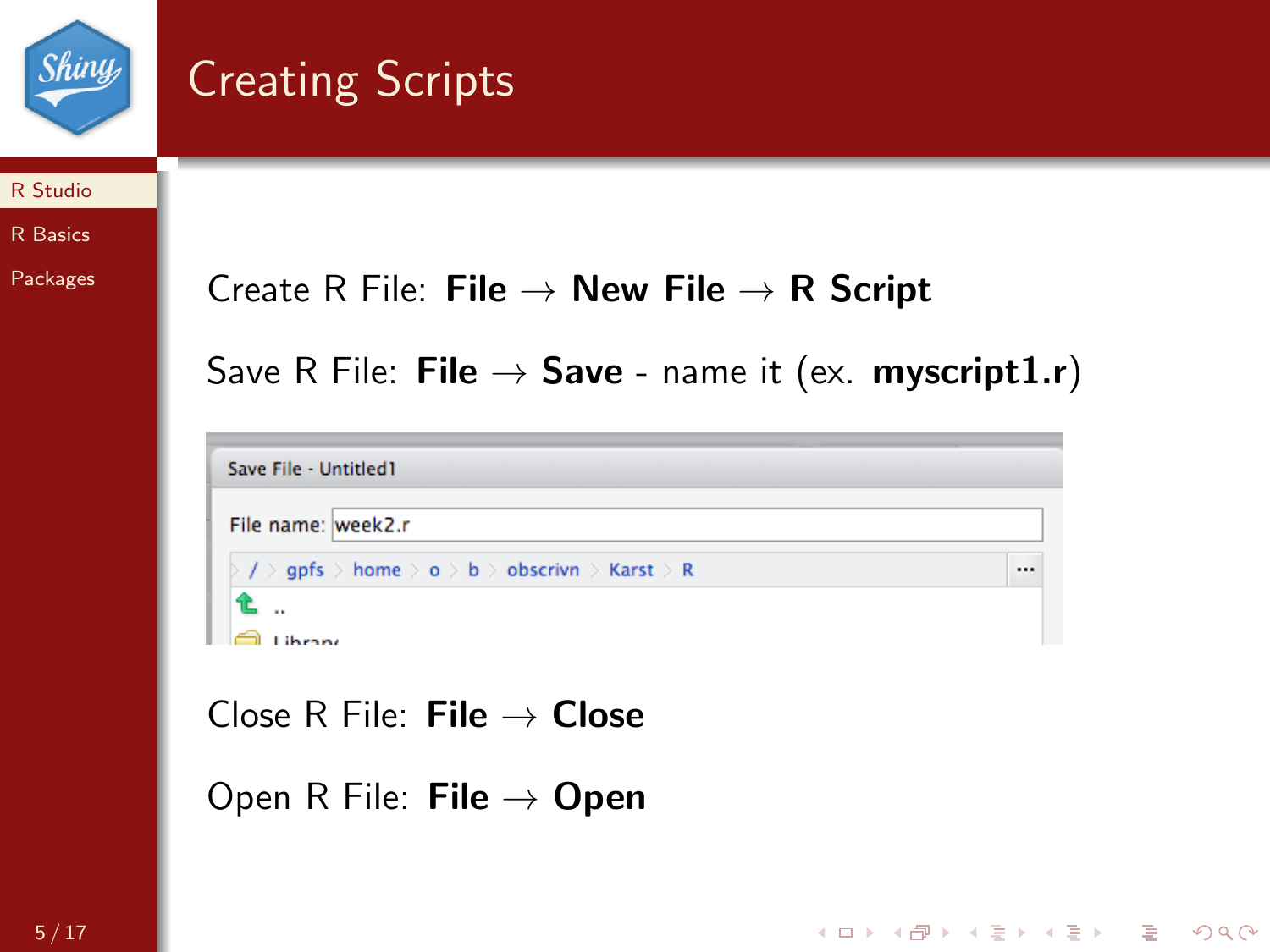# Creating Scripts

Create R File: **File** → **New File** → **R Script**

Save R File: **File** → **Save** - name it (ex. **myscript1.r**)

Close R File: **File** → **Close**

Open R File: **File** → **Open**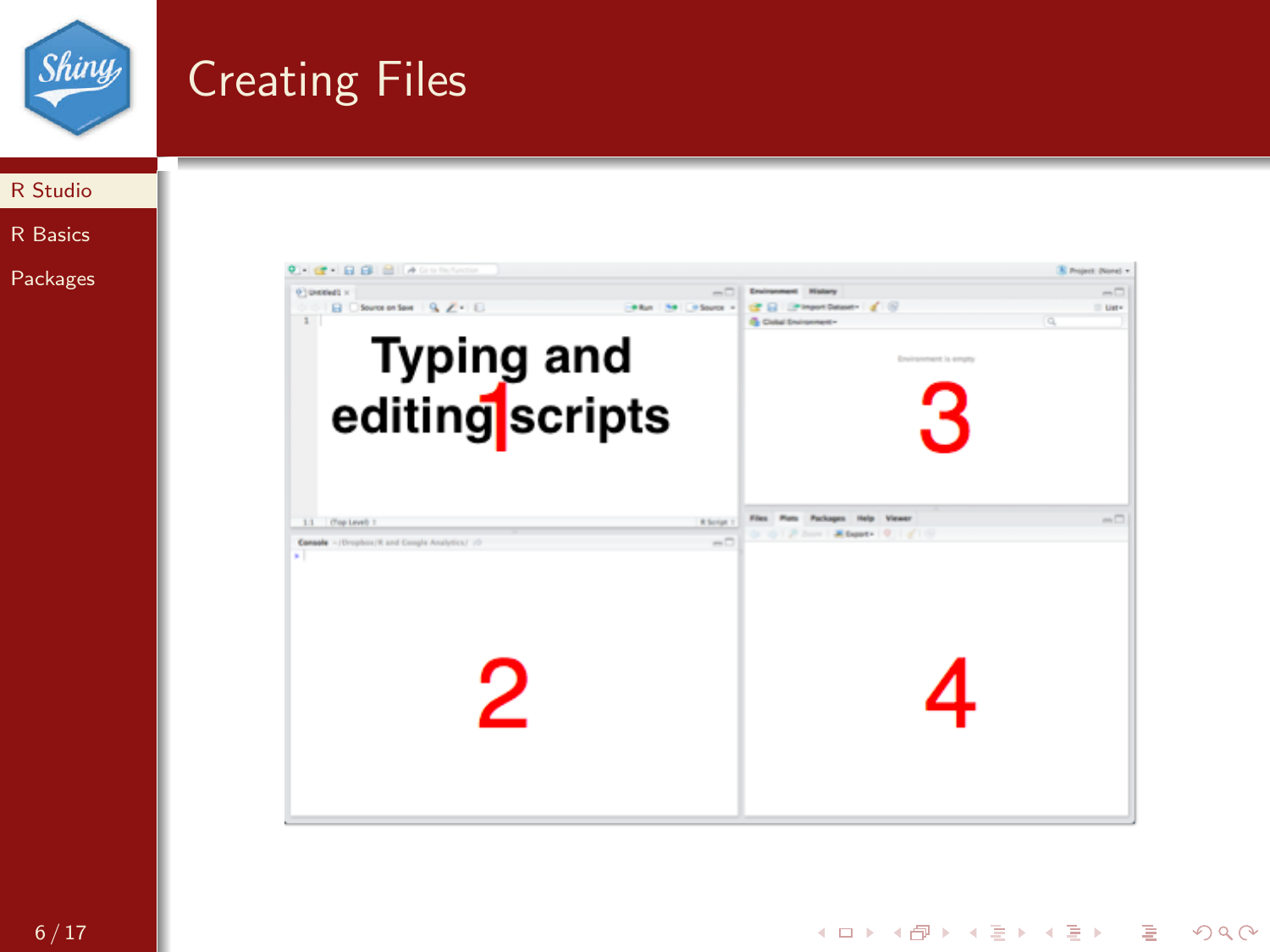# Creating Files

- R Studio
- R Basics
- Packages

Typing and editing scripts

1

2

3

4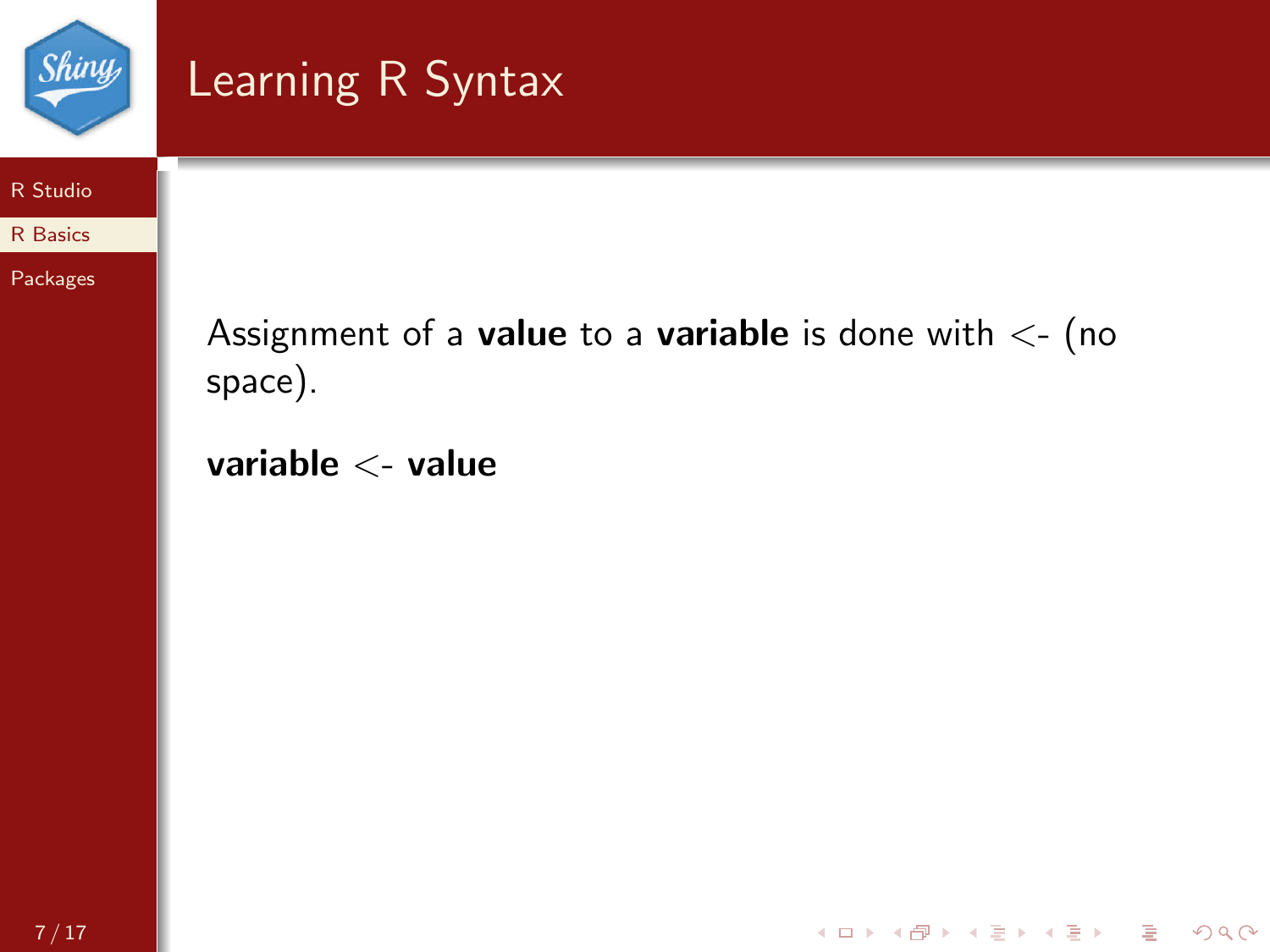# Learning R Syntax

Assignment of a **value** to a **variable** is done with <- (no space).

**variable** <- **value**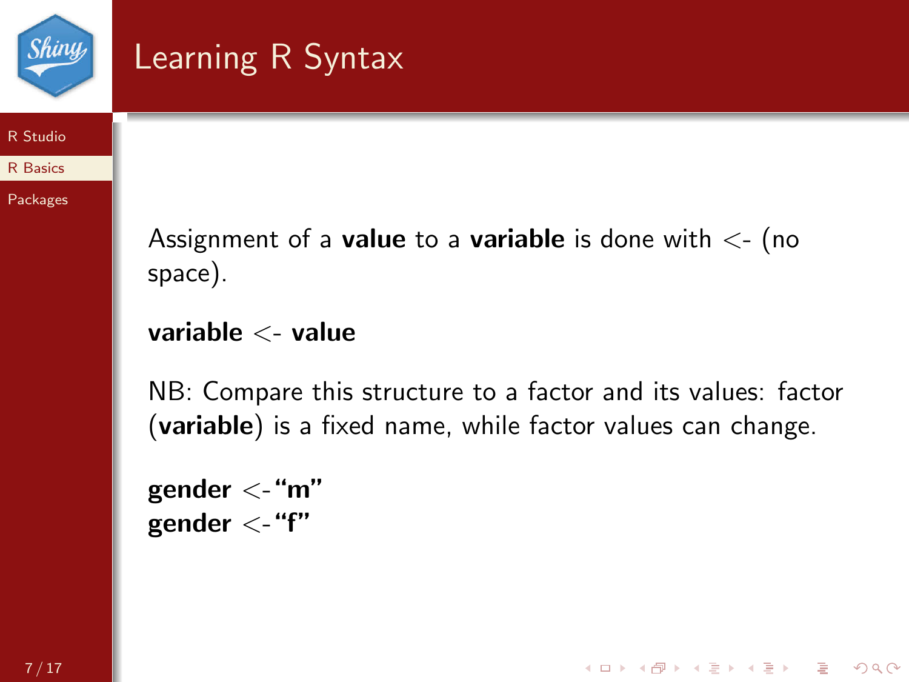# Learning R Syntax

Assignment of a **value** to a **variable** is done with <- (no space).

**variable <- value**

NB: Compare this structure to a factor and its values: factor (**variable**) is a fixed name, while factor values can change.

**gender <-"m"**
**gender <-"f"**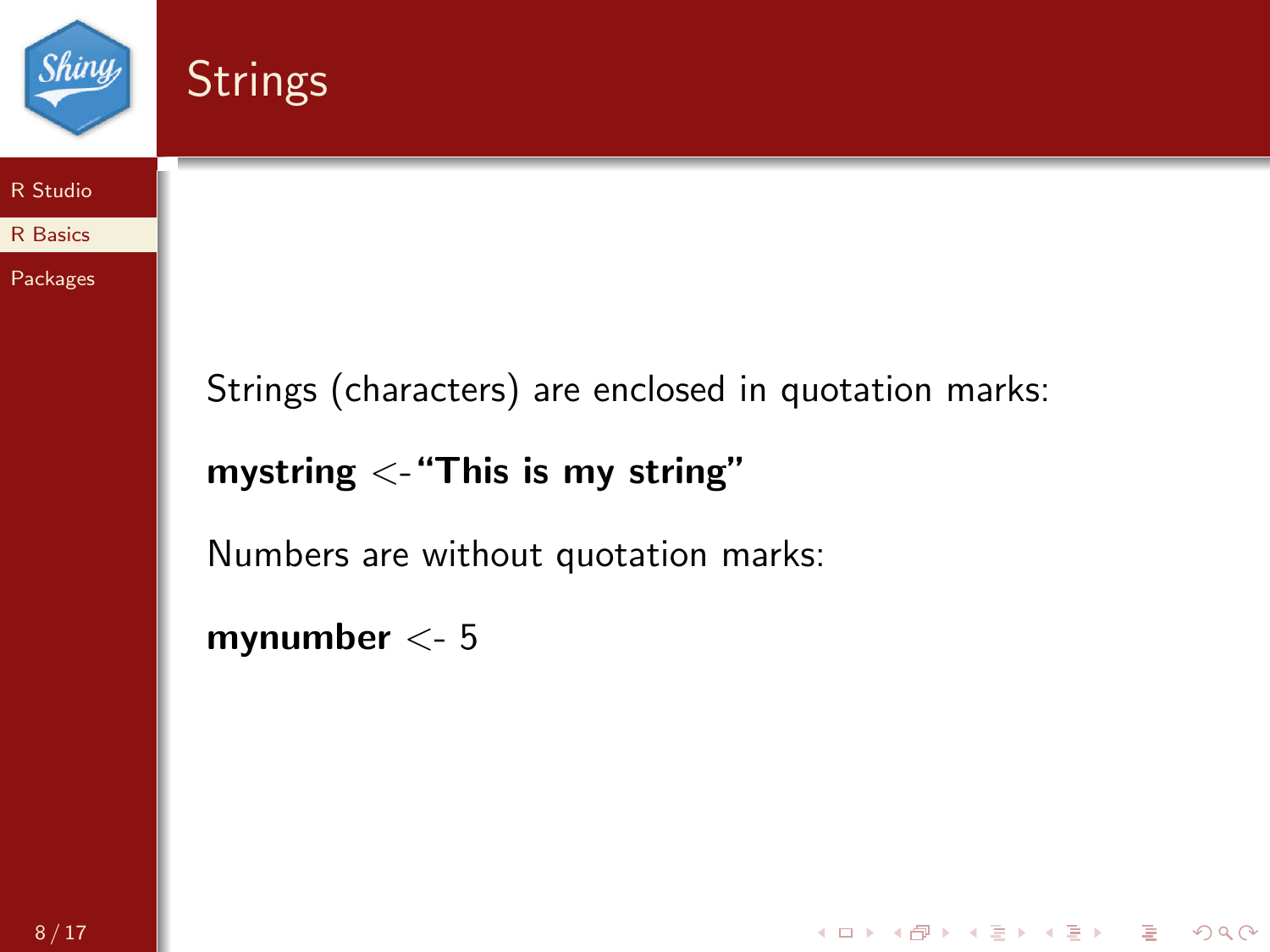# Strings

Strings (characters) are enclosed in quotation marks:

**mystring <- "This is my string"**

Numbers are without quotation marks:

**mynumber** <- 5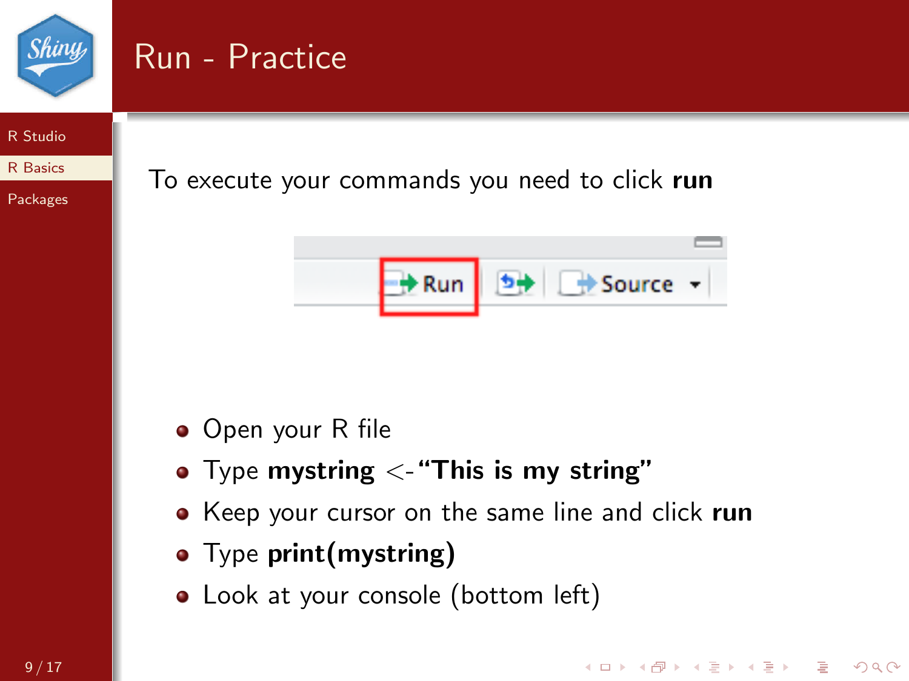# Run - Practice

To execute your commands you need to click **run**

- Open your R file
- Type **mystring** <-**"This is my string"**
- Keep your cursor on the same line and click **run**
- Type **print(mystring)**
- Look at your console (bottom left)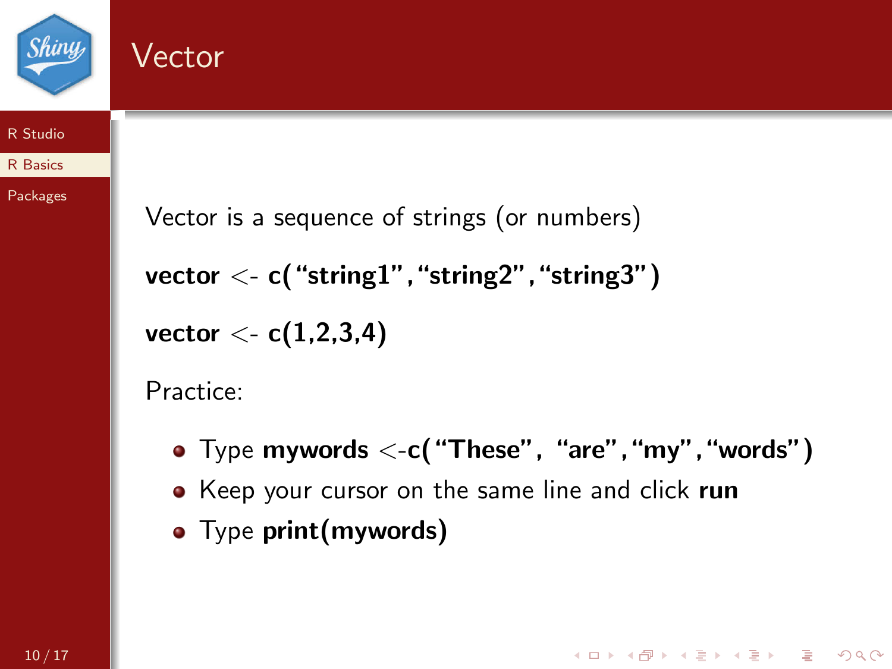# Vector

Vector is a sequence of strings (or numbers)

**vector <- c("string1","string2","string3")**

**vector <- c(1,2,3,4)**

Practice:

- Type **mywords <-c("These", "are","my","words")**
- Keep your cursor on the same line and click **run**
- Type **print(mywords)**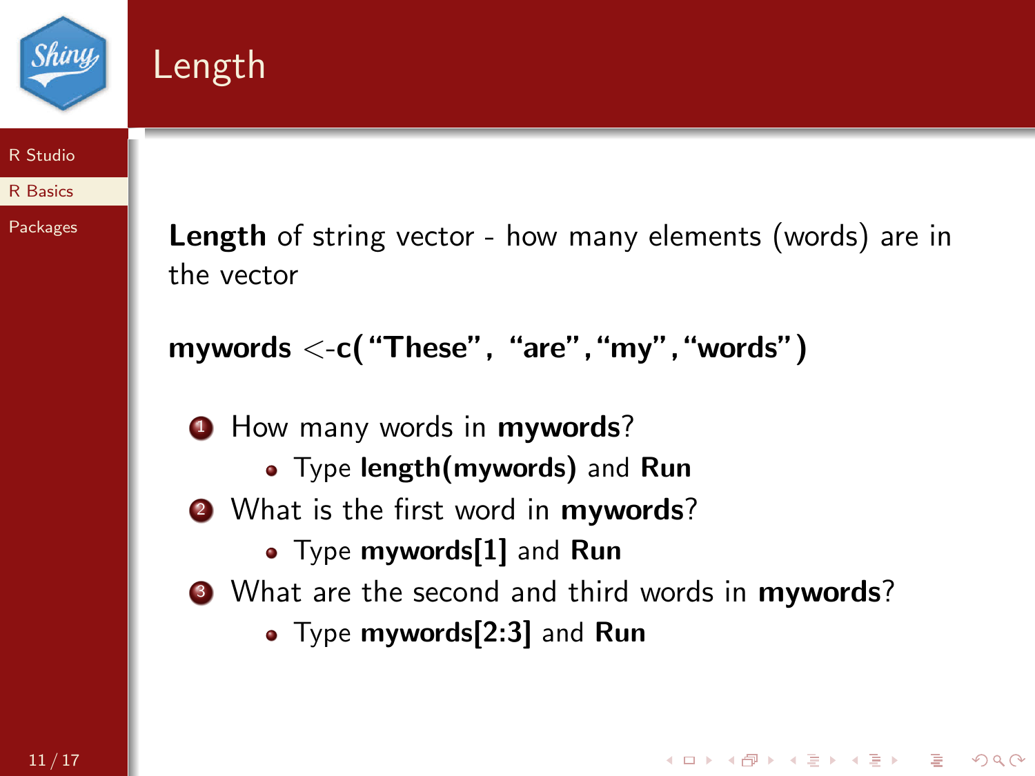# Length

**Length** of string vector - how many elements (words) are in the vector

**mywords <-c("These", "are","my","words")**

1. How many words in **mywords**?
   - Type **length(mywords)** and **Run**
2. What is the first word in **mywords**?
   - Type **mywords[1]** and **Run**
3. What are the second and third words in **mywords**?
   - Type **mywords[2:3]** and **Run**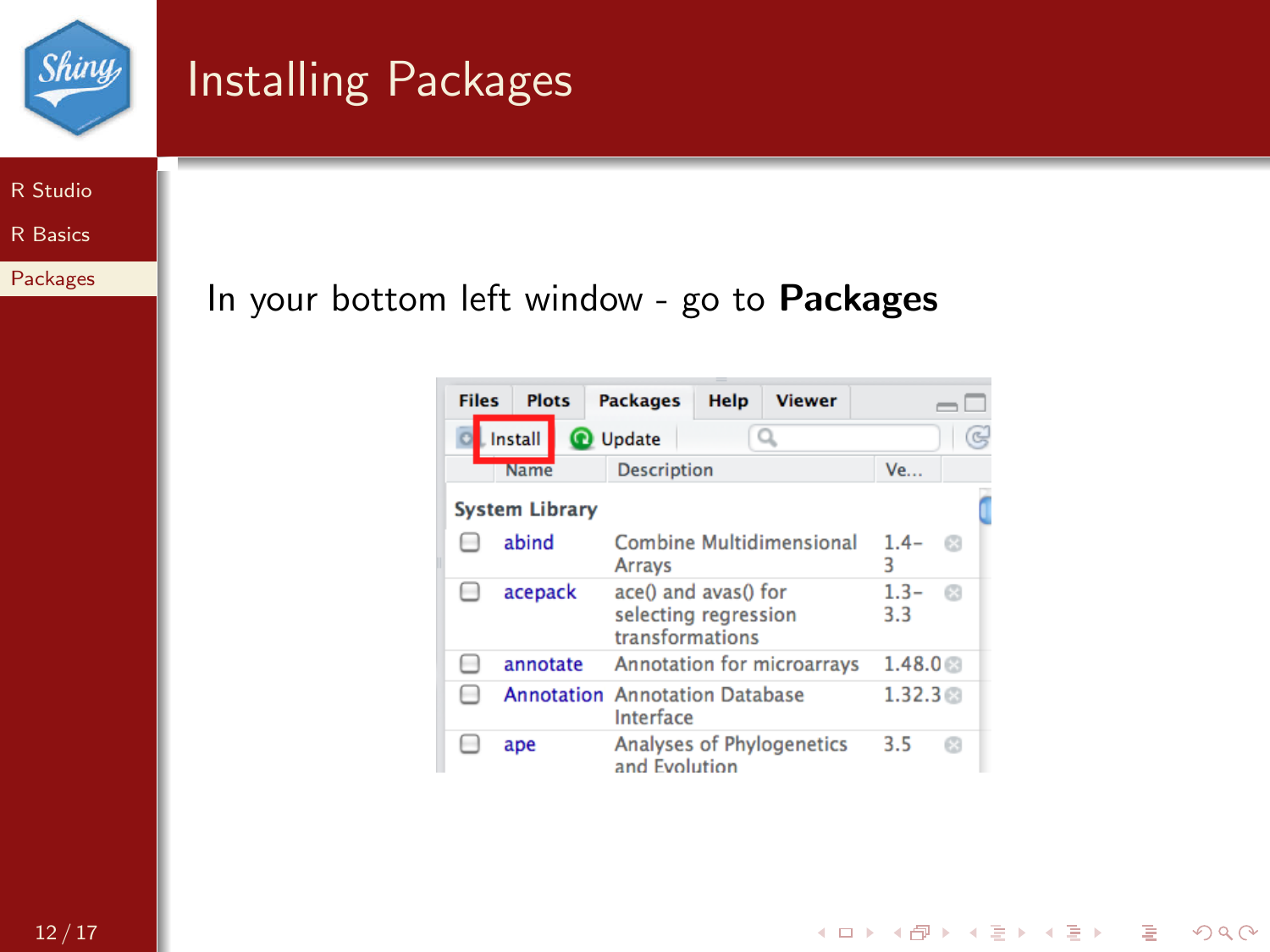# Installing Packages

In your bottom left window - go to **Packages**

| Name | Description | Ve... |
|---|---|---|
| **System Library** | | |
| abind | Combine Multidimensional Arrays | 1.4-3 |
| acepack | ace() and avas() for selecting regression transformations | 1.3-3.3 |
| annotate | Annotation for microarrays | 1.48.0 |
| Annotation | Annotation Database Interface | 1.32.3 |
| ape | Analyses of Phylogenetics and Evolution | 3.5 |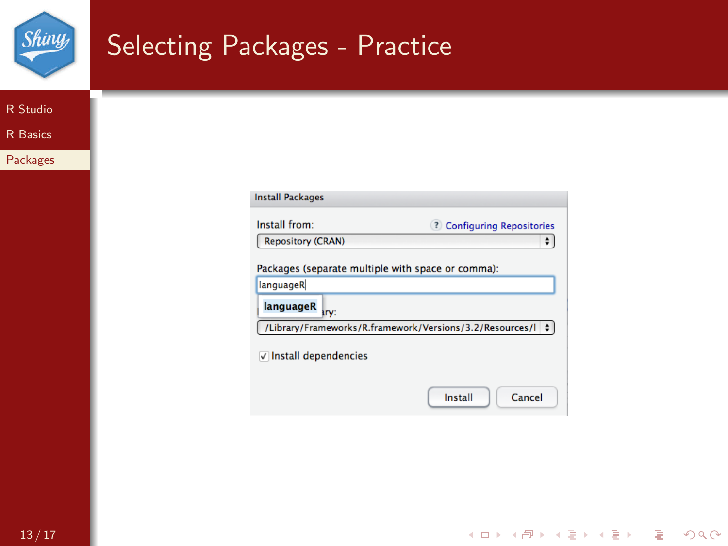# Selecting Packages - Practice

- R Studio
- R Basics
- Packages

Install Packages

Install from: Configuring Repositories

Repository (CRAN)

Packages (separate multiple with space or comma):

languageR

languageR ry:

/Library/Frameworks/R.framework/Versions/3.2/Resources/l

Install dependencies

Install Cancel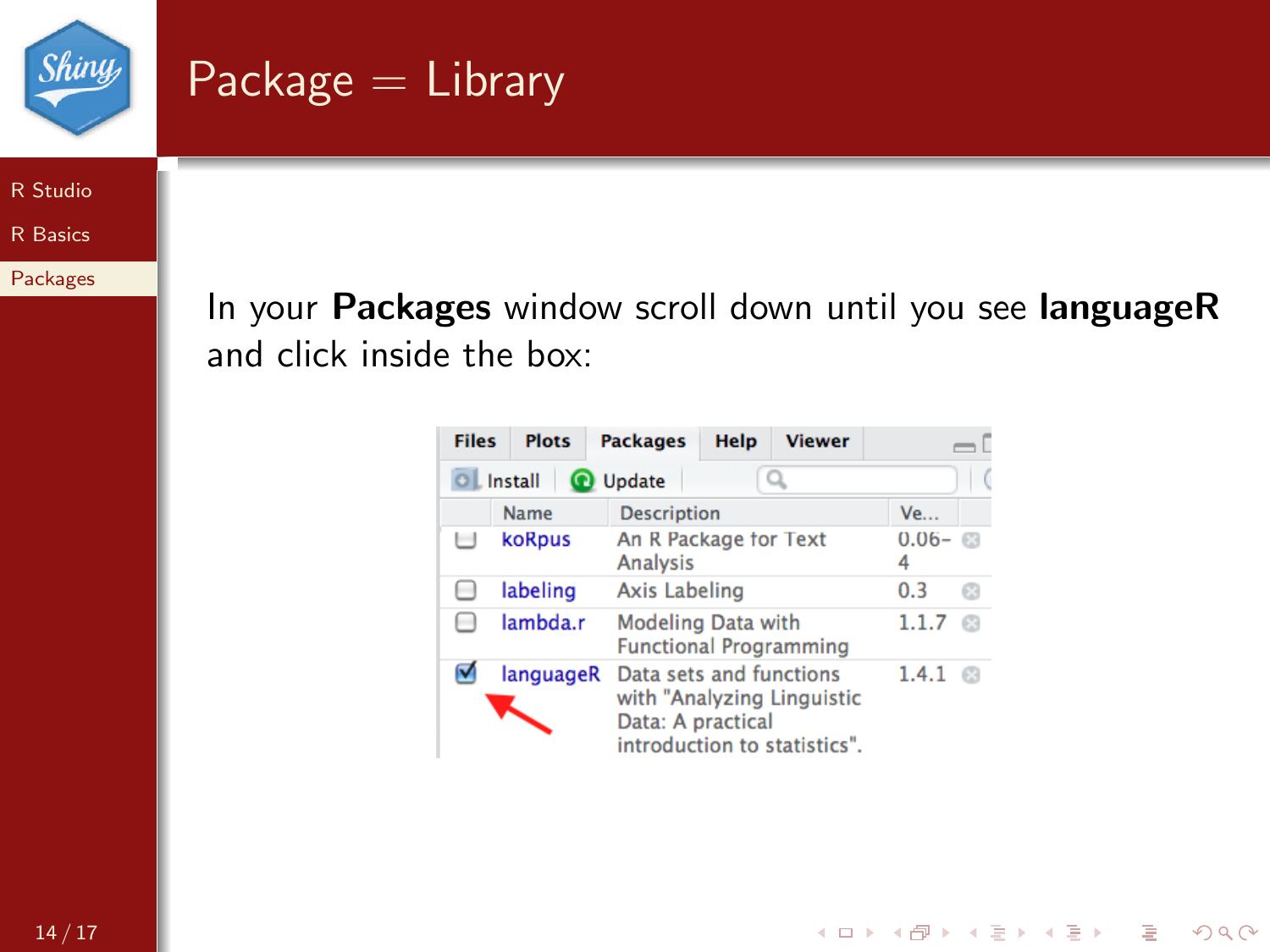# Package = Library

In your **Packages** window scroll down until you see **languageR** and click inside the box:

| | Name | Description | Ve... |
|---|---|---|---|
| ☐ | koRpus | An R Package for Text Analysis | 0.06-4 |
| ☐ | labeling | Axis Labeling | 0.3 |
| ☐ | lambda.r | Modeling Data with Functional Programming | 1.1.7 |
| ☑ | languageR | Data sets and functions with "Analyzing Linguistic Data: A practical introduction to statistics". | 1.4.1 |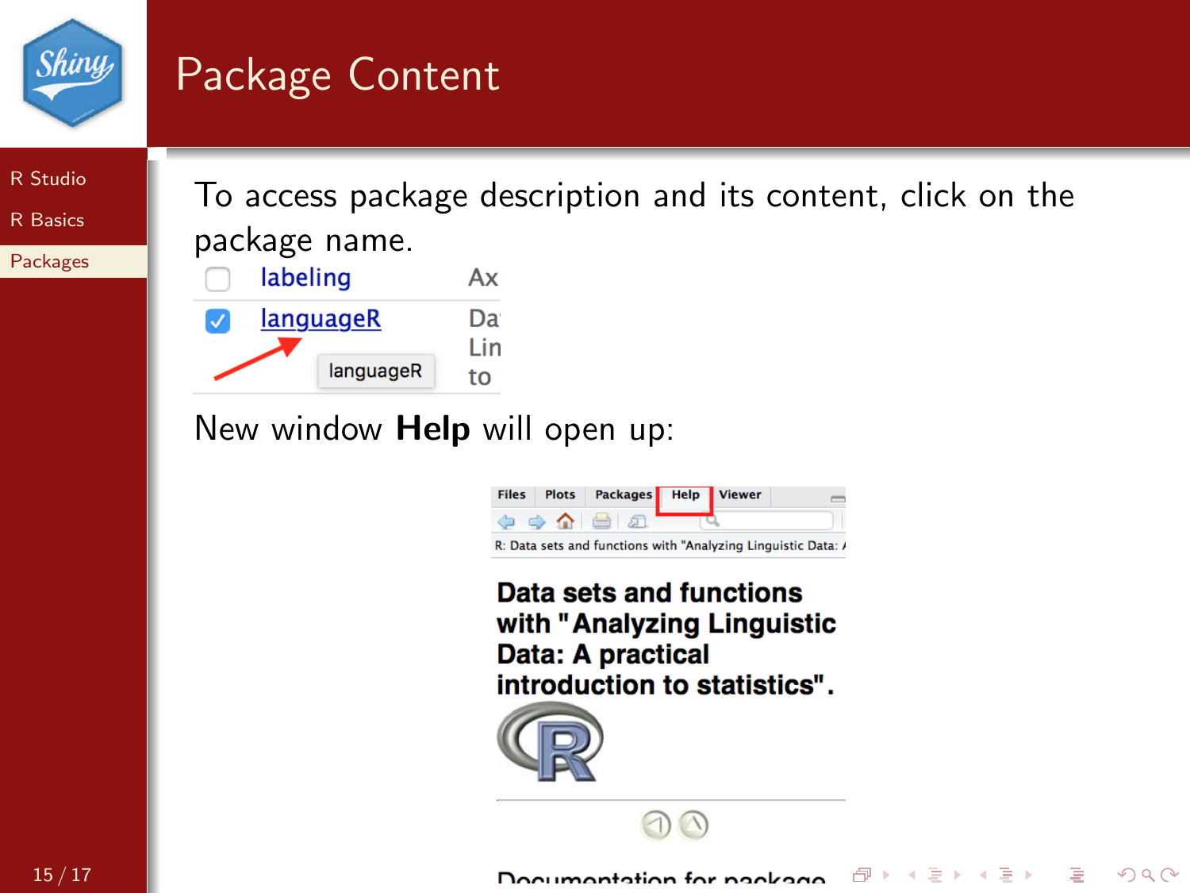# Package Content

To access package description and its content, click on the package name.

New window **Help** will open up: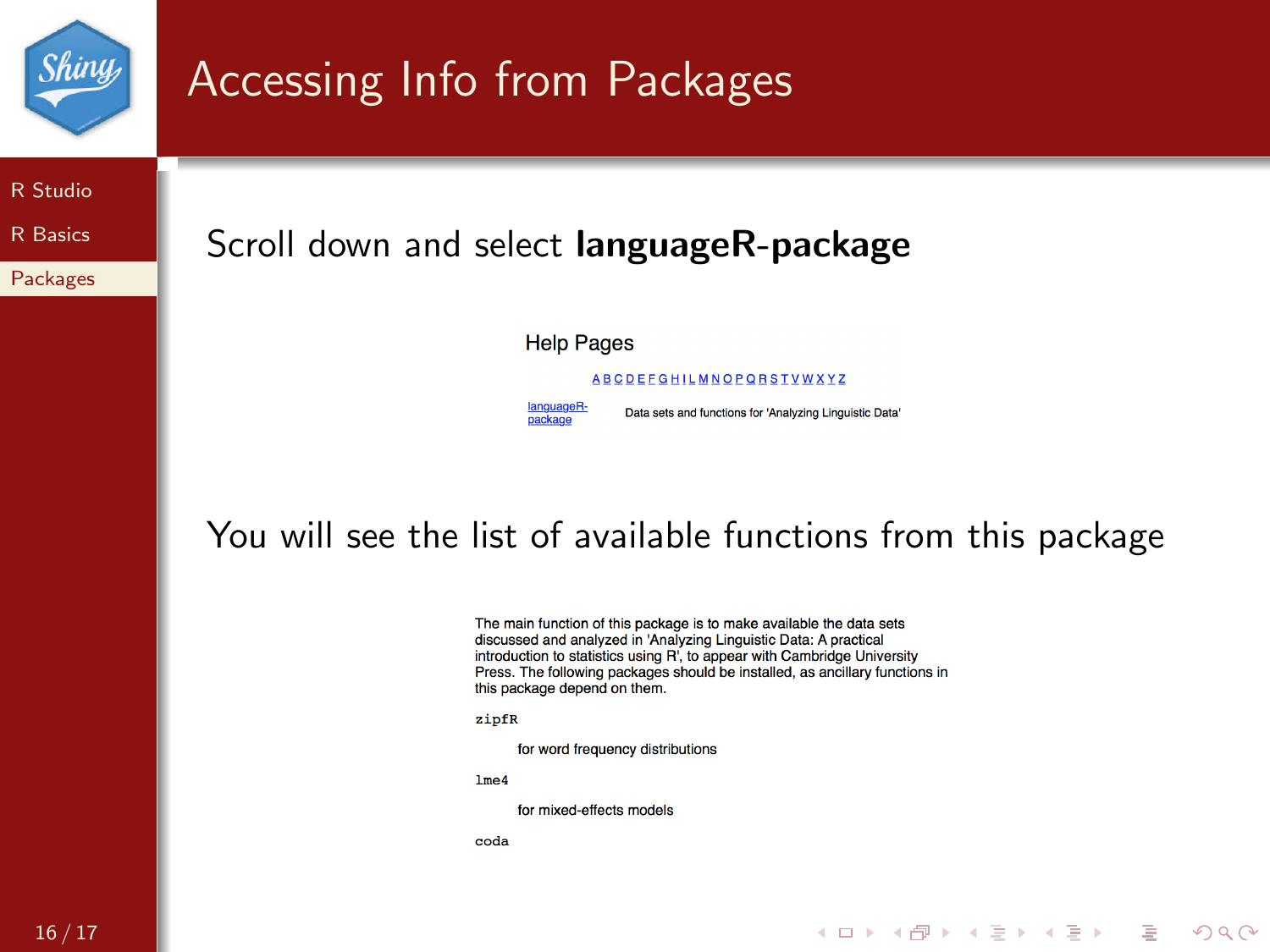# Accessing Info from Packages

Scroll down and select **languageR-package**

Help Pages

A B C D E F G H I L M N O P Q R S T V W X Y Z

languageR-package    Data sets and functions for 'Analyzing Linguistic Data'

You will see the list of available functions from this package

The main function of this package is to make available the data sets discussed and analyzed in 'Analyzing Linguistic Data: A practical introduction to statistics using R', to appear with Cambridge University Press. The following packages should be installed, as ancillary functions in this package depend on them.

`zipfR`

for word frequency distributions

`lme4`

for mixed-effects models

`coda`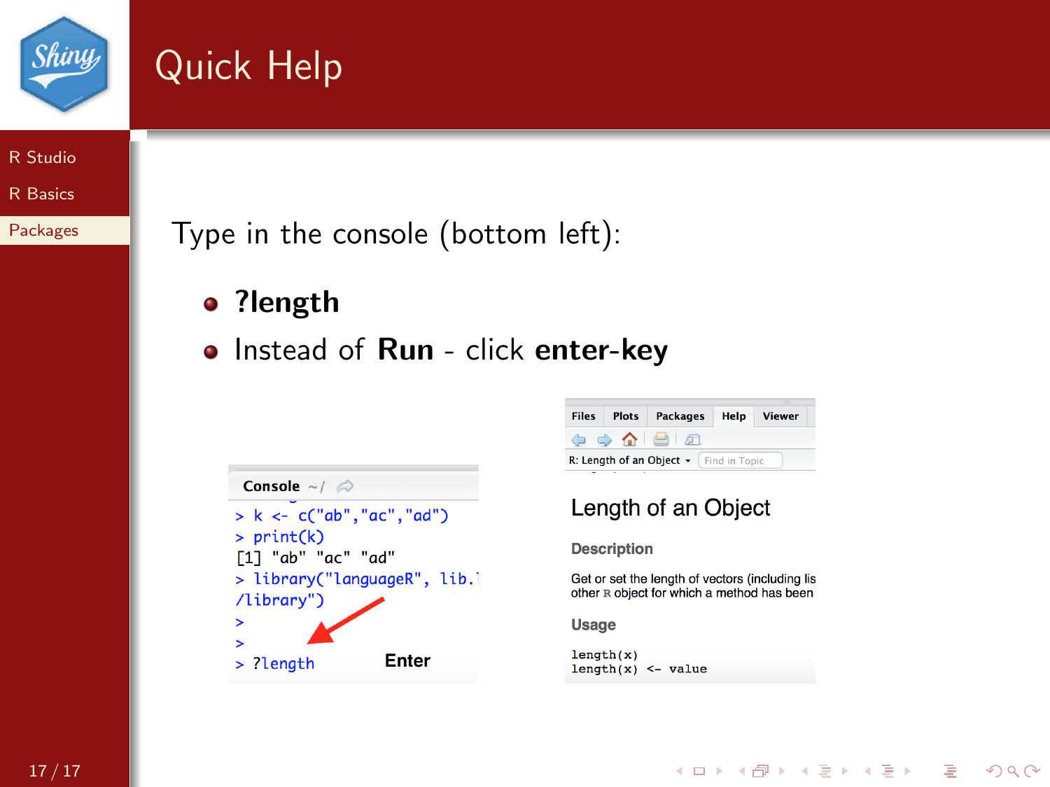# Quick Help

Type in the console (bottom left):

- **?length**
- Instead of **Run** - click **enter-key**

```
Console ~/
> k <- c("ab","ac","ad")
> print(k)
[1] "ab" "ac" "ad"
> library("languageR", lib.
/library")
>
>
> ?length
```

Enter

Files Plots Packages Help Viewer

R: Length of an Object Find in Topic

Length of an Object

Description

Get or set the length of vectors (including lis
other R object for which a method has been

Usage

```
length(x)
length(x) <- value
```